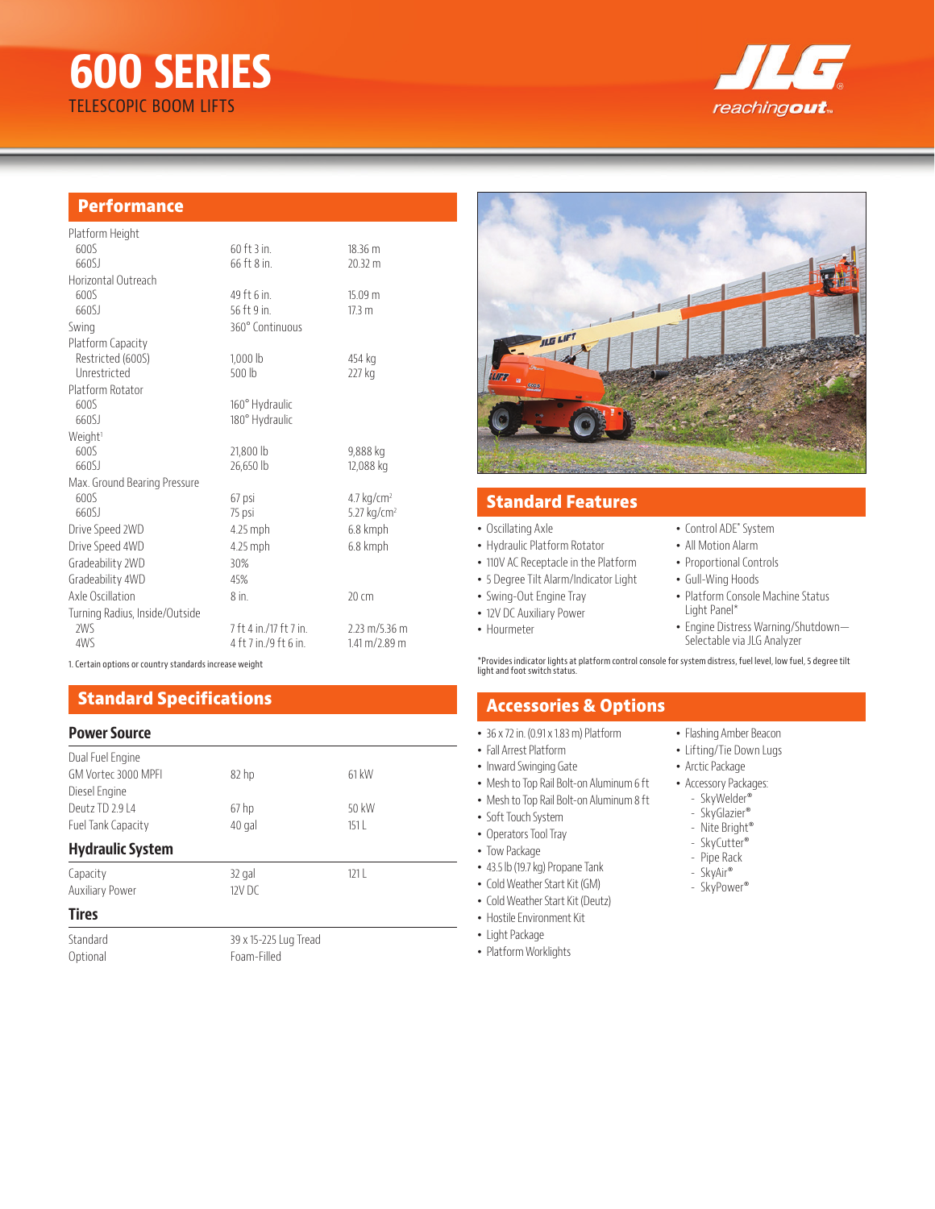# 600 SERIES

TELESCOPIC BOOM LIFTS

## Performance

| | | |
|---|---|---|
| Platform Height | | |
| 600S | 60 ft 3 in. | 18.36 m |
| 660SJ | 66 ft 8 in. | 20.32 m |
| Horizontal Outreach | | |
| 600S | 49 ft 6 in. | 15.09 m |
| 660SJ | 56 ft 9 in. | 17.3 m |
| Swing | 360° Continuous | |
| Platform Capacity | | |
| Restricted (600S) | 1,000 lb | 454 kg |
| Unrestricted | 500 lb | 227 kg |
| Platform Rotator | | |
| 600S | 160° Hydraulic | |
| 660SJ | 180° Hydraulic | |
| Weight[1] | | |
| 600S | 21,800 lb | 9,888 kg |
| 660SJ | 26,650 lb | 12,088 kg |
| Max. Ground Bearing Pressure | | |
| 600S | 67 psi | 4.7 kg/cm² |
| 660SJ | 75 psi | 5.27 kg/cm² |
| Drive Speed 2WD | 4.25 mph | 6.8 kmph |
| Drive Speed 4WD | 4.25 mph | 6.8 kmph |
| Gradeability 2WD | 30% | |
| Gradeability 4WD | 45% | |
| Axle Oscillation | 8 in. | 20 cm |
| Turning Radius, Inside/Outside | | |
| 2WS | 7 ft 4 in./17 ft 7 in. | 2.23 m/5.36 m |
| 4WS | 4 ft 7 in./9 ft 6 in. | 1.41 m/2.89 m |

1. Certain options or country standards increase weight

## Standard Specifications

### Power Source

| | | |
|---|---|---|
| Dual Fuel Engine | | |
| GM Vortec 3000 MPFI | 82 hp | 61 kW |
| Diesel Engine | | |
| Deutz TD 2.9 L4 | 67 hp | 50 kW |
| Fuel Tank Capacity | 40 gal | 151 L |

### Hydraulic System

| | | |
|---|---|---|
| Capacity | 32 gal | 121 L |
| Auxiliary Power | 12V DC | |

### Tires

| | |
|---|---|
| Standard | 39 x 15-225 Lug Tread |
| Optional | Foam-Filled |

## Standard Features

- Oscillating Axle
- Hydraulic Platform Rotator
- 110V AC Receptacle in the Platform
- 5 Degree Tilt Alarm/Indicator Light
- Swing-Out Engine Tray
- 12V DC Auxiliary Power
- Hourmeter
- Control ADE® System
- All Motion Alarm
- Proportional Controls
- Gull-Wing Hoods
- Platform Console Machine Status Light Panel*
- Engine Distress Warning/Shutdown—Selectable via JLG Analyzer

*Provides indicator lights at platform control console for system distress, fuel level, low fuel, 5 degree tilt light and foot switch status.

## Accessories & Options

- 36 x 72 in. (0.91 x 1.83 m) Platform
- Fall Arrest Platform
- Inward Swinging Gate
- Mesh to Top Rail Bolt-on Aluminum 6 ft
- Mesh to Top Rail Bolt-on Aluminum 8 ft
- Soft Touch System
- Operators Tool Tray
- Tow Package
- 43.5 lb (19.7 kg) Propane Tank
- Cold Weather Start Kit (GM)
- Cold Weather Start Kit (Deutz)
- Hostile Environment Kit
- Light Package
- Platform Worklights
- Flashing Amber Beacon
- Lifting/Tie Down Lugs
- Arctic Package
- Accessory Packages:
  - SkyWelder®
  - SkyGlazier®
  - Nite Bright®
  - SkyCutter®
  - Pipe Rack
  - SkyAir®
  - SkyPower®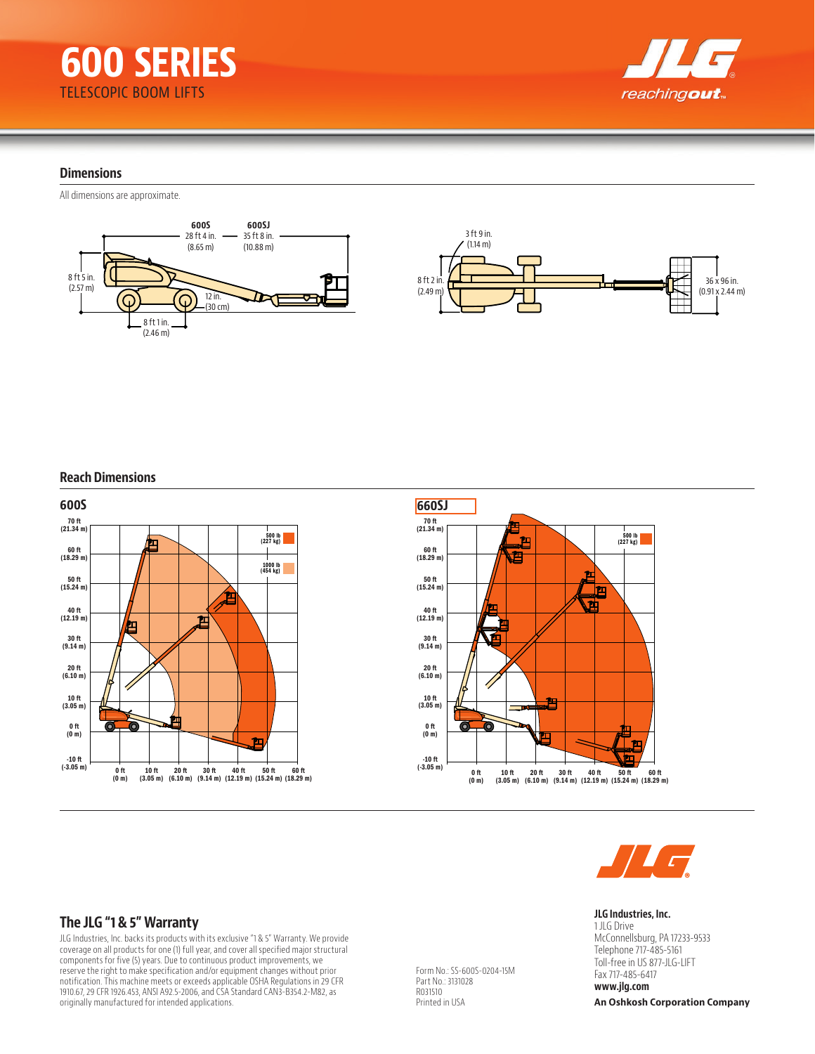# 600 SERIES

TELESCOPIC BOOM LIFTS

JLG reachingout

## Dimensions

All dimensions are approximate.

600S
28 ft 4 in.
(8.65 m)

600SJ
35 ft 8 in.
(10.88 m)

8 ft 5 in.
(2.57 m)

12 in.
(30 cm)

8 ft 1 in.
(2.46 m)

3 ft 9 in.
(1.14 m)

8 ft 2 in.
(2.49 m)

36 x 96 in.
(0.91 x 2.44 m)

## Reach Dimensions

### 600S

70 ft (21.34 m)
60 ft (18.29 m)
50 ft (15.24 m)
40 ft (12.19 m)
30 ft (9.14 m)
20 ft (6.10 m)
10 ft (3.05 m)
0 ft (0 m)
-10 ft (-3.05 m)

0 ft (0 m)
10 ft (3.05 m)
20 ft (6.10 m)
30 ft (9.14 m)
40 ft (12.19 m)
50 ft (15.24 m)
60 ft (18.29 m)

500 lb (227 kg)
1000 lb (454 kg)

### 660SJ

70 ft (21.34 m)
60 ft (18.29 m)
50 ft (15.24 m)
40 ft (12.19 m)
30 ft (9.14 m)
20 ft (6.10 m)
10 ft (3.05 m)
0 ft (0 m)
-10 ft (-3.05 m)

0 ft (0 m)
10 ft (3.05 m)
20 ft (6.10 m)
30 ft (9.14 m)
40 ft (12.19 m)
50 ft (15.24 m)
60 ft (18.29 m)

500 lb (227 kg)

## The JLG "1 & 5" Warranty

JLG Industries, Inc. backs its products with its exclusive "1 & 5" Warranty. We provide coverage on all products for one (1) full year, and cover all specified major structural components for five (5) years. Due to continuous product improvements, we reserve the right to make specification and/or equipment changes without prior notification. This machine meets or exceeds applicable OSHA Regulations in 29 CFR 1910.67, 29 CFR 1926.453, ANSI A92.5-2006, and CSA Standard CAN3-B354.2-M82, as originally manufactured for intended applications.

Form No.: SS-600S-0204-15M
Part No.: 3131028
R031510
Printed in USA

**JLG Industries, Inc.**
1 JLG Drive
McConnellsburg, PA 17233-9533
Telephone 717-485-5161
Toll-free in US 877-JLG-LIFT
Fax 717-485-6417
**www.jlg.com**

**An Oshkosh Corporation Company**